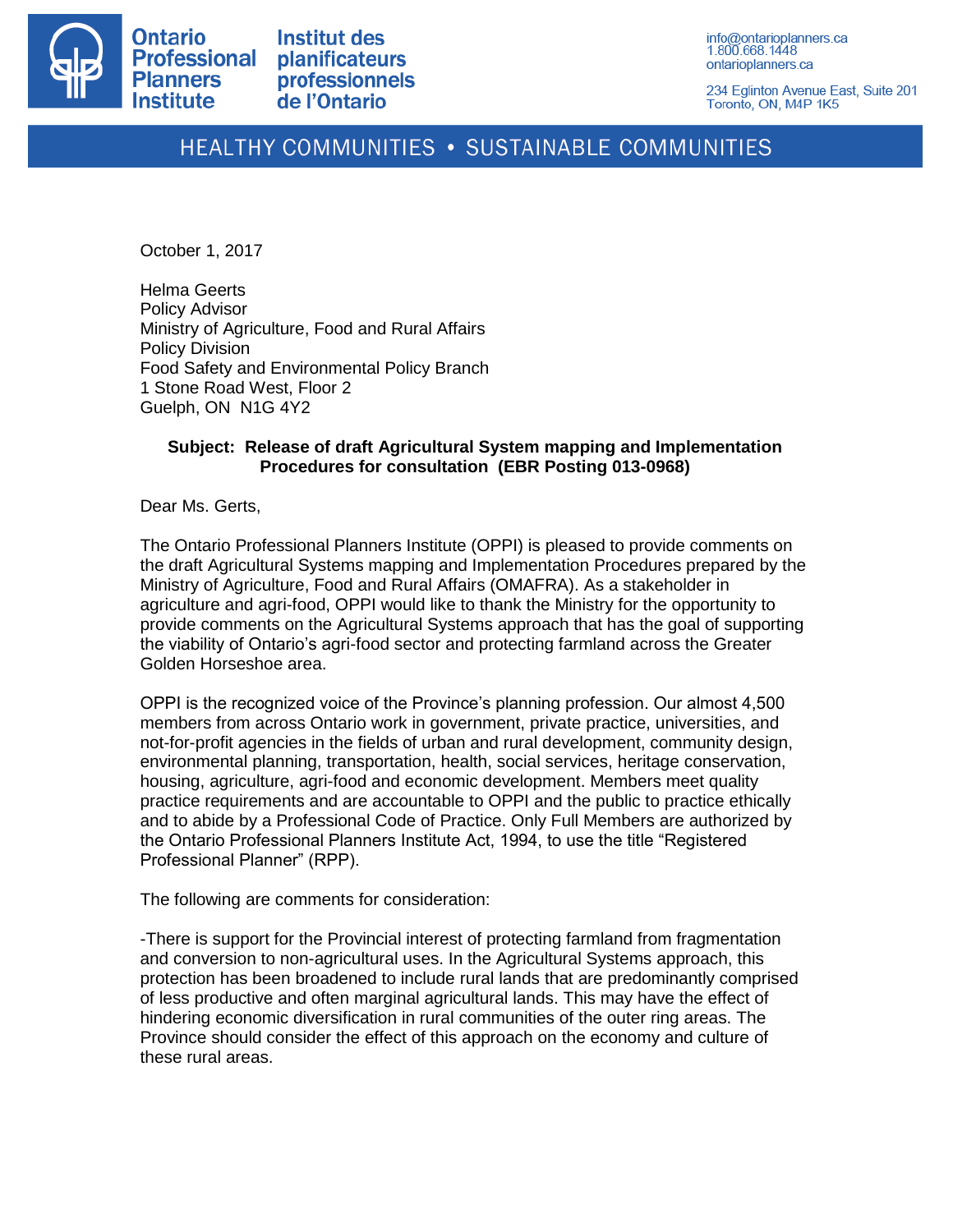Ontario Professional Planners Institute

Institut des planificateurs professionnels de l'Ontario

info@ontarioplanners.ca
1.800.668.1448
ontarioplanners.ca

234 Eglinton Avenue East, Suite 201
Toronto, ON, M4P 1K5

HEALTHY COMMUNITIES • SUSTAINABLE COMMUNITIES

October 1, 2017

Helma Geerts
Policy Advisor
Ministry of Agriculture, Food and Rural Affairs
Policy Division
Food Safety and Environmental Policy Branch
1 Stone Road West, Floor 2
Guelph, ON N1G 4Y2

**Subject: Release of draft Agricultural System mapping and Implementation Procedures for consultation (EBR Posting 013-0968)**

Dear Ms. Gerts,

The Ontario Professional Planners Institute (OPPI) is pleased to provide comments on the draft Agricultural Systems mapping and Implementation Procedures prepared by the Ministry of Agriculture, Food and Rural Affairs (OMAFRA). As a stakeholder in agriculture and agri-food, OPPI would like to thank the Ministry for the opportunity to provide comments on the Agricultural Systems approach that has the goal of supporting the viability of Ontario's agri-food sector and protecting farmland across the Greater Golden Horseshoe area.

OPPI is the recognized voice of the Province's planning profession. Our almost 4,500 members from across Ontario work in government, private practice, universities, and not-for-profit agencies in the fields of urban and rural development, community design, environmental planning, transportation, health, social services, heritage conservation, housing, agriculture, agri-food and economic development. Members meet quality practice requirements and are accountable to OPPI and the public to practice ethically and to abide by a Professional Code of Practice. Only Full Members are authorized by the Ontario Professional Planners Institute Act, 1994, to use the title "Registered Professional Planner" (RPP).

The following are comments for consideration:

-There is support for the Provincial interest of protecting farmland from fragmentation and conversion to non-agricultural uses. In the Agricultural Systems approach, this protection has been broadened to include rural lands that are predominantly comprised of less productive and often marginal agricultural lands. This may have the effect of hindering economic diversification in rural communities of the outer ring areas. The Province should consider the effect of this approach on the economy and culture of these rural areas.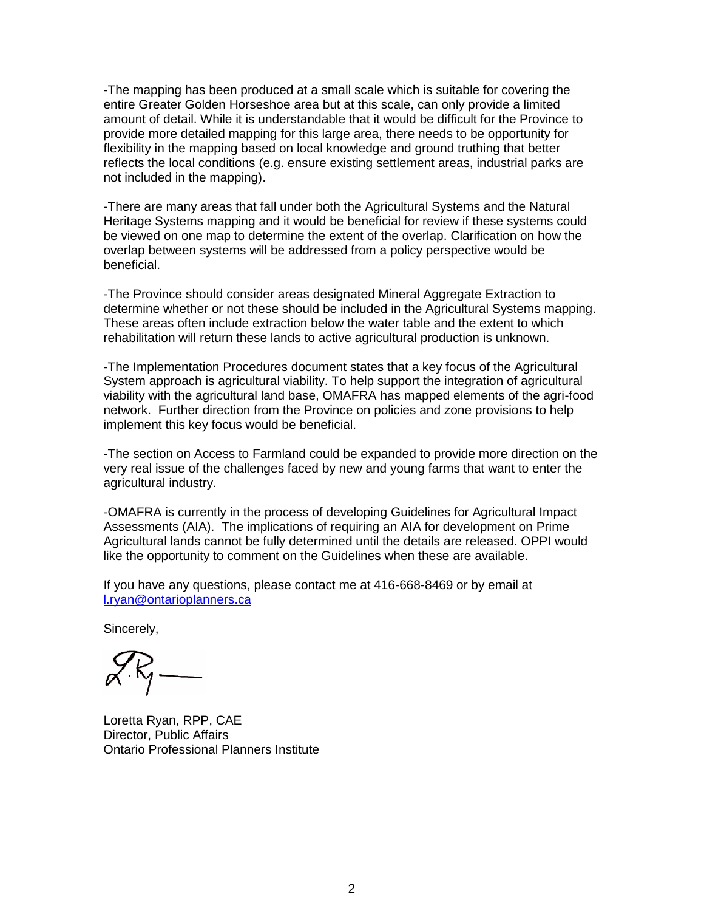-The mapping has been produced at a small scale which is suitable for covering the entire Greater Golden Horseshoe area but at this scale, can only provide a limited amount of detail. While it is understandable that it would be difficult for the Province to provide more detailed mapping for this large area, there needs to be opportunity for flexibility in the mapping based on local knowledge and ground truthing that better reflects the local conditions (e.g. ensure existing settlement areas, industrial parks are not included in the mapping).

-There are many areas that fall under both the Agricultural Systems and the Natural Heritage Systems mapping and it would be beneficial for review if these systems could be viewed on one map to determine the extent of the overlap. Clarification on how the overlap between systems will be addressed from a policy perspective would be beneficial.

-The Province should consider areas designated Mineral Aggregate Extraction to determine whether or not these should be included in the Agricultural Systems mapping. These areas often include extraction below the water table and the extent to which rehabilitation will return these lands to active agricultural production is unknown.

-The Implementation Procedures document states that a key focus of the Agricultural System approach is agricultural viability. To help support the integration of agricultural viability with the agricultural land base, OMAFRA has mapped elements of the agri-food network. Further direction from the Province on policies and zone provisions to help implement this key focus would be beneficial.

-The section on Access to Farmland could be expanded to provide more direction on the very real issue of the challenges faced by new and young farms that want to enter the agricultural industry.

-OMAFRA is currently in the process of developing Guidelines for Agricultural Impact Assessments (AIA). The implications of requiring an AIA for development on Prime Agricultural lands cannot be fully determined until the details are released. OPPI would like the opportunity to comment on the Guidelines when these are available.

If you have any questions, please contact me at 416-668-8469 or by email at l.ryan@ontarioplanners.ca

Sincerely,

Loretta Ryan, RPP, CAE
Director, Public Affairs
Ontario Professional Planners Institute